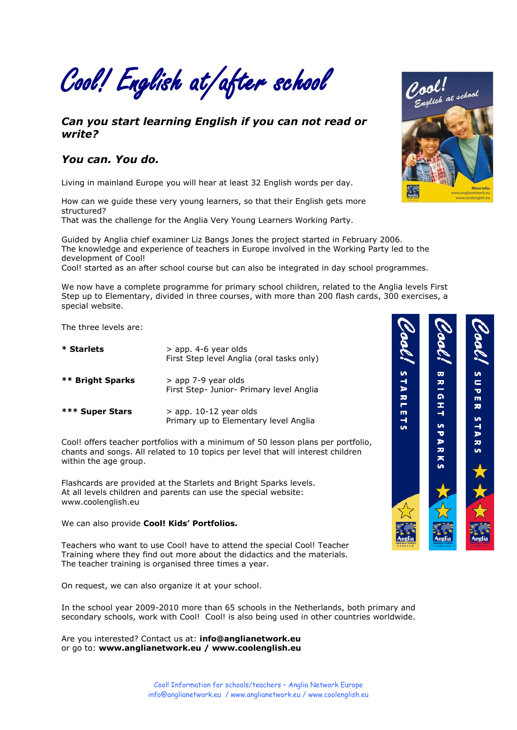# Cool! English at/after school

### *Can you start learning English if you can not read or write?*

### *You can. You do.*

Living in mainland Europe you will hear at least 32 English words per day.

How can we guide these very young learners, so that their English gets more structured?
That was the challenge for the Anglia Very Young Learners Working Party.

Guided by Anglia chief examiner Liz Bangs Jones the project started in February 2006.
The knowledge and experience of teachers in Europe involved in the Working Party led to the development of Cool!
Cool! started as an after school course but can also be integrated in day school programmes.

We now have a complete programme for primary school children, related to the Anglia levels First Step up to Elementary, divided in three courses, with more than 200 flash cards, 300 exercises, a special website.

The three levels are:

| | |
|---|---|
| **\* Starlets** | > app. 4-6 year olds<br>First Step level Anglia (oral tasks only) |
| **\*\* Bright Sparks** | > app 7-9 year olds<br>First Step- Junior- Primary level Anglia |
| **\*\*\* Super Stars** | > app. 10-12 year olds<br>Primary up to Elementary level Anglia |

Cool! offers teacher portfolios with a minimum of 50 lesson plans per portfolio, chants and songs. All related to 10 topics per level that will interest children within the age group.

Flashcards are provided at the Starlets and Bright Sparks levels.
At all levels children and parents can use the special website: www.coolenglish.eu

We can also provide **Cool! Kids' Portfolios.**

Teachers who want to use Cool! have to attend the special Cool! Teacher Training where they find out more about the didactics and the materials.
The teacher training is organised three times a year.

On request, we can also organize it at your school.

In the school year 2009-2010 more than 65 schools in the Netherlands, both primary and secondary schools, work with Cool! Cool! is also being used in other countries worldwide.

Are you interested? Contact us at: **info@anglianetwork.eu**
or go to: **www.anglianetwork.eu / www.coolenglish.eu**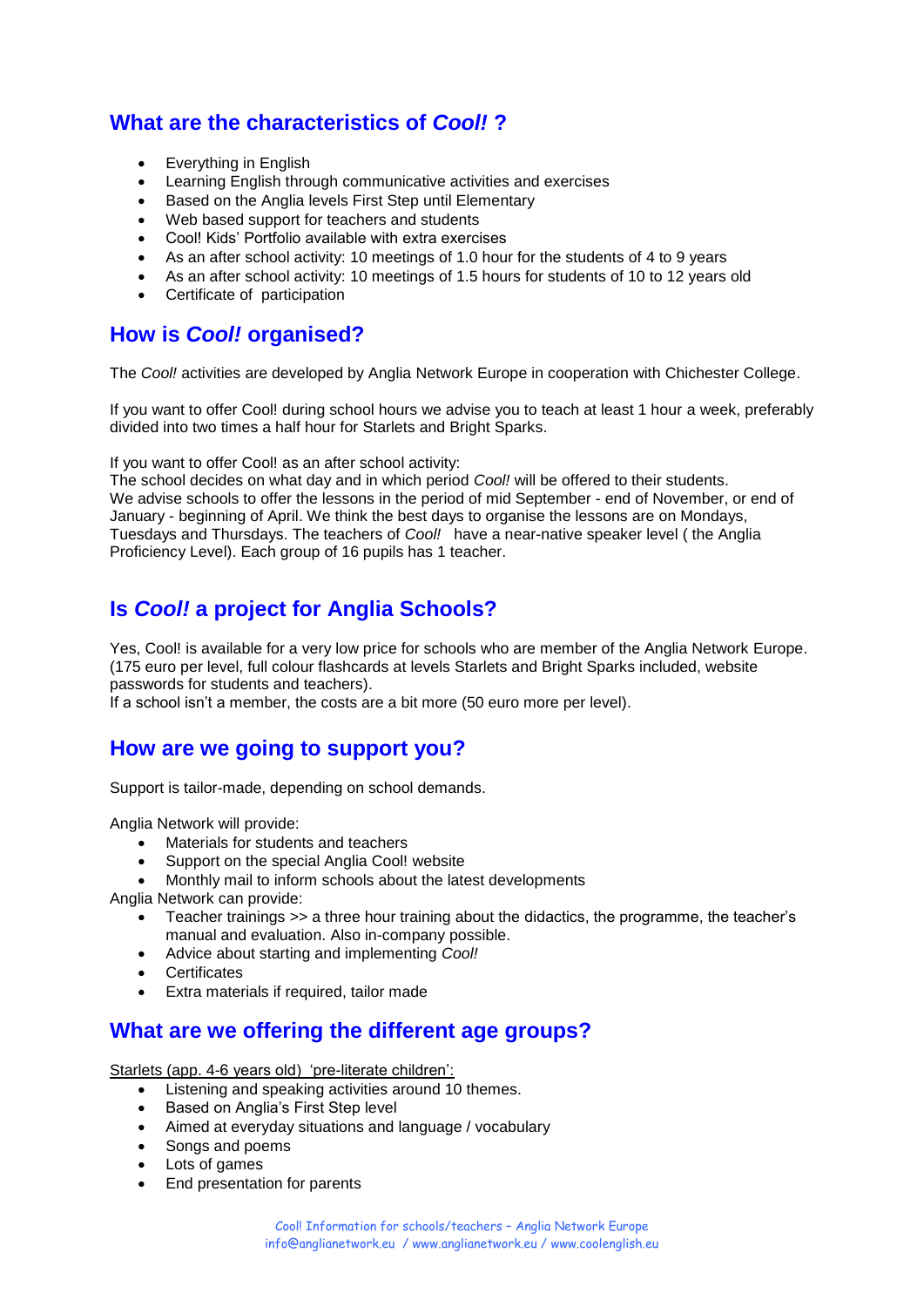## What are the characteristics of *Cool!* ?

- Everything in English
- Learning English through communicative activities and exercises
- Based on the Anglia levels First Step until Elementary
- Web based support for teachers and students
- Cool! Kids' Portfolio available with extra exercises
- As an after school activity: 10 meetings of 1.0 hour for the students of 4 to 9 years
- As an after school activity: 10 meetings of 1.5 hours for students of 10 to 12 years old
- Certificate of participation

## How is *Cool!* organised?

The *Cool!* activities are developed by Anglia Network Europe in cooperation with Chichester College.

If you want to offer Cool! during school hours we advise you to teach at least 1 hour a week, preferably divided into two times a half hour for Starlets and Bright Sparks.

If you want to offer Cool! as an after school activity:
The school decides on what day and in which period *Cool!* will be offered to their students.
We advise schools to offer the lessons in the period of mid September - end of November, or end of January - beginning of April. We think the best days to organise the lessons are on Mondays, Tuesdays and Thursdays. The teachers of *Cool!* have a near-native speaker level ( the Anglia Proficiency Level). Each group of 16 pupils has 1 teacher.

## Is *Cool!* a project for Anglia Schools?

Yes, Cool! is available for a very low price for schools who are member of the Anglia Network Europe. (175 euro per level, full colour flashcards at levels Starlets and Bright Sparks included, website passwords for students and teachers).
If a school isn't a member, the costs are a bit more (50 euro more per level).

## How are we going to support you?

Support is tailor-made, depending on school demands.

Anglia Network will provide:

- Materials for students and teachers
- Support on the special Anglia Cool! website
- Monthly mail to inform schools about the latest developments

Anglia Network can provide:

- Teacher trainings >> a three hour training about the didactics, the programme, the teacher's manual and evaluation. Also in-company possible.
- Advice about starting and implementing *Cool!*
- Certificates
- Extra materials if required, tailor made

## What are we offering the different age groups?

Starlets (app. 4-6 years old) 'pre-literate children':

- Listening and speaking activities around 10 themes.
- Based on Anglia's First Step level
- Aimed at everyday situations and language / vocabulary
- Songs and poems
- Lots of games
- End presentation for parents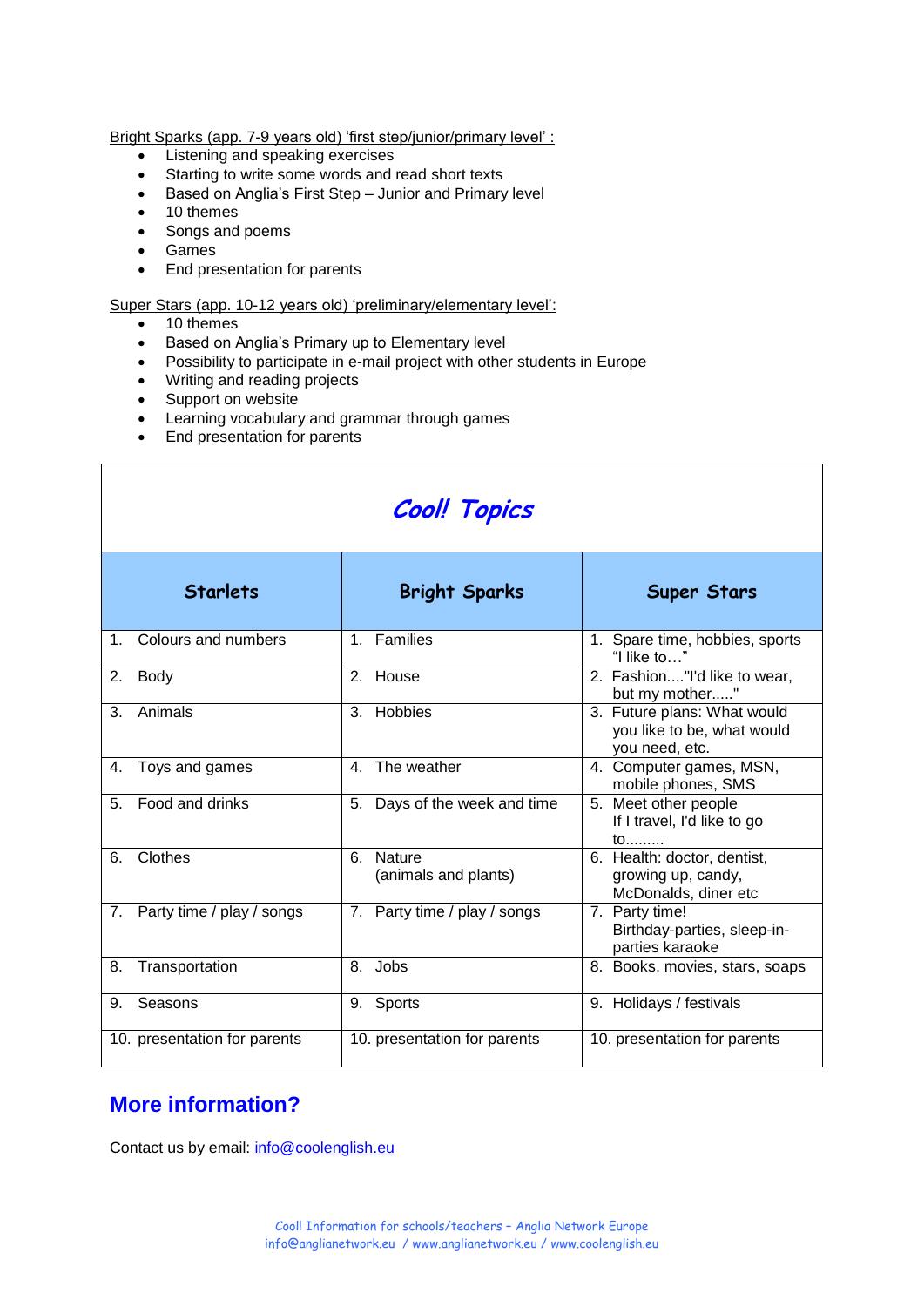Bright Sparks (app. 7-9 years old) 'first step/junior/primary level' :

- Listening and speaking exercises
- Starting to write some words and read short texts
- Based on Anglia's First Step – Junior and Primary level
- 10 themes
- Songs and poems
- Games
- End presentation for parents

Super Stars (app. 10-12 years old) 'preliminary/elementary level':

- 10 themes
- Based on Anglia's Primary up to Elementary level
- Possibility to participate in e-mail project with other students in Europe
- Writing and reading projects
- Support on website
- Learning vocabulary and grammar through games
- End presentation for parents

## *Cool! Topics*

| Starlets | Bright Sparks | Super Stars |
|---|---|---|
| 1. Colours and numbers | 1. Families | 1. Spare time, hobbies, sports "I like to…" |
| 2. Body | 2. House | 2. Fashion...."I'd like to wear, but my mother....." |
| 3. Animals | 3. Hobbies | 3. Future plans: What would you like to be, what would you need, etc. |
| 4. Toys and games | 4. The weather | 4. Computer games, MSN, mobile phones, SMS |
| 5. Food and drinks | 5. Days of the week and time | 5. Meet other people If I travel, I'd like to go to......... |
| 6. Clothes | 6. Nature (animals and plants) | 6. Health: doctor, dentist, growing up, candy, McDonalds, diner etc |
| 7. Party time / play / songs | 7. Party time / play / songs | 7. Party time! Birthday-parties, sleep-in-parties karaoke |
| 8. Transportation | 8. Jobs | 8. Books, movies, stars, soaps |
| 9. Seasons | 9. Sports | 9. Holidays / festivals |
| 10. presentation for parents | 10. presentation for parents | 10. presentation for parents |

## More information?

Contact us by email: info@coolenglish.eu

Cool! Information for schools/teachers – Anglia Network Europe
info@anglianetwork.eu / www.anglianetwork.eu / www.coolenglish.eu